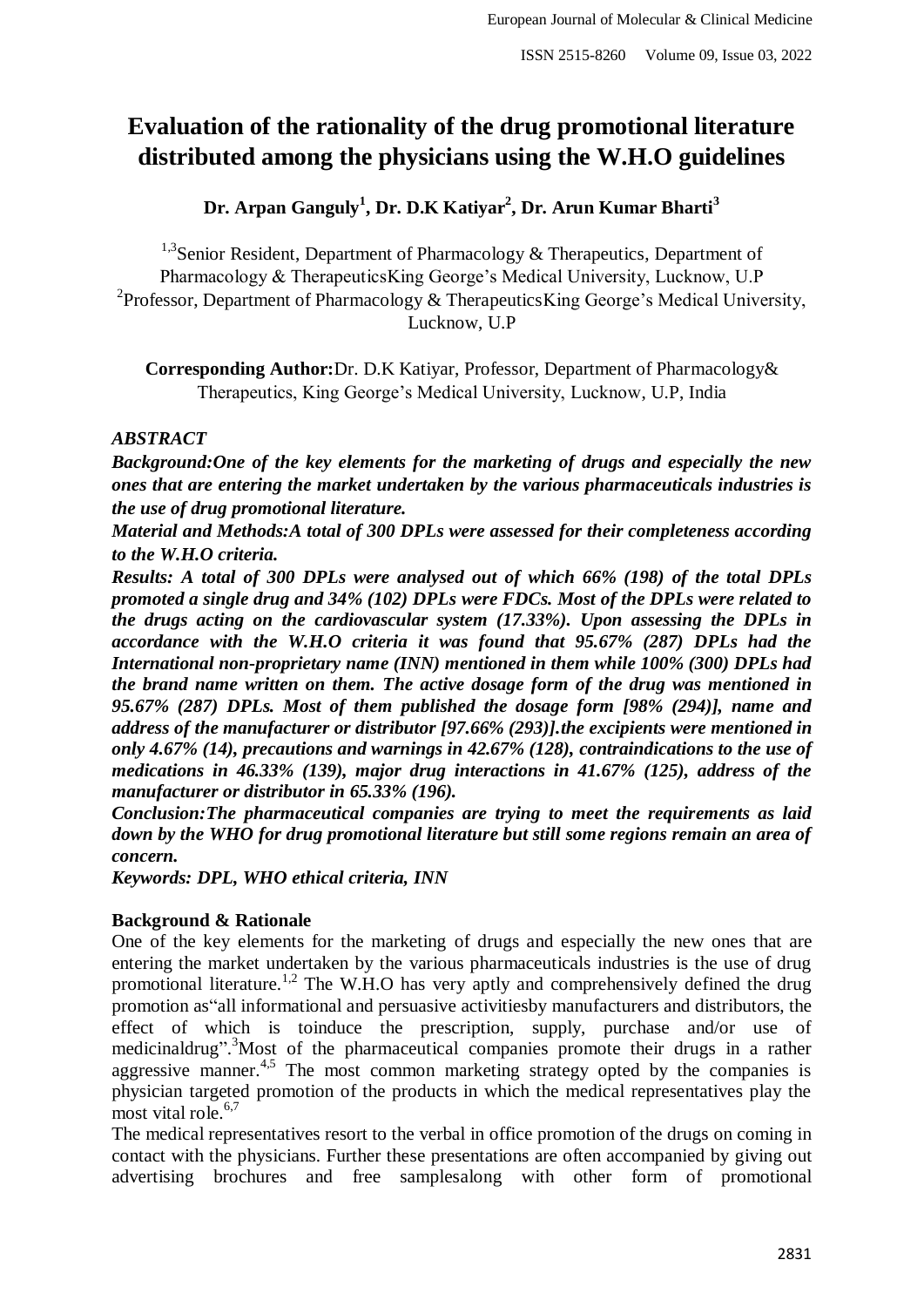# Evaluation of the rationality of the drug promotional literature distributed among the physicians using the W.H.O guidelines

**Dr. Arpan Ganguly[1], Dr. D.K Katiyar[2], Dr. Arun Kumar Bharti[3]**

[1,3]Senior Resident, Department of Pharmacology & Therapeutics, Department of Pharmacology & TherapeuticsKing George's Medical University, Lucknow, U.P
[2]Professor, Department of Pharmacology & TherapeuticsKing George's Medical University, Lucknow, U.P

**Corresponding Author:**Dr. D.K Katiyar, Professor, Department of Pharmacology& Therapeutics, King George's Medical University, Lucknow, U.P, India

## *ABSTRACT*

***Background:One of the key elements for the marketing of drugs and especially the new ones that are entering the market undertaken by the various pharmaceuticals industries is the use of drug promotional literature.***

***Material and Methods:A total of 300 DPLs were assessed for their completeness according to the W.H.O criteria.***

***Results: A total of 300 DPLs were analysed out of which 66% (198) of the total DPLs promoted a single drug and 34% (102) DPLs were FDCs. Most of the DPLs were related to the drugs acting on the cardiovascular system (17.33%). Upon assessing the DPLs in accordance with the W.H.O criteria it was found that 95.67% (287) DPLs had the International non-proprietary name (INN) mentioned in them while 100% (300) DPLs had the brand name written on them. The active dosage form of the drug was mentioned in 95.67% (287) DPLs. Most of them published the dosage form [98% (294)], name and address of the manufacturer or distributor [97.66% (293)].the excipients were mentioned in only 4.67% (14), precautions and warnings in 42.67% (128), contraindications to the use of medications in 46.33% (139), major drug interactions in 41.67% (125), address of the manufacturer or distributor in 65.33% (196).***

***Conclusion:The pharmaceutical companies are trying to meet the requirements as laid down by the WHO for drug promotional literature but still some regions remain an area of concern.***

***Keywords: DPL, WHO ethical criteria, INN***

## Background & Rationale

One of the key elements for the marketing of drugs and especially the new ones that are entering the market undertaken by the various pharmaceuticals industries is the use of drug promotional literature.[1,2] The W.H.O has very aptly and comprehensively defined the drug promotion as"all informational and persuasive activitiesby manufacturers and distributors, the effect of which is toinduce the prescription, supply, purchase and/or use of medicinaldrug".[3]Most of the pharmaceutical companies promote their drugs in a rather aggressive manner.[4,5] The most common marketing strategy opted by the companies is physician targeted promotion of the products in which the medical representatives play the most vital role.[6,7]

The medical representatives resort to the verbal in office promotion of the drugs on coming in contact with the physicians. Further these presentations are often accompanied by giving out advertising brochures and free samplesalong with other form of promotional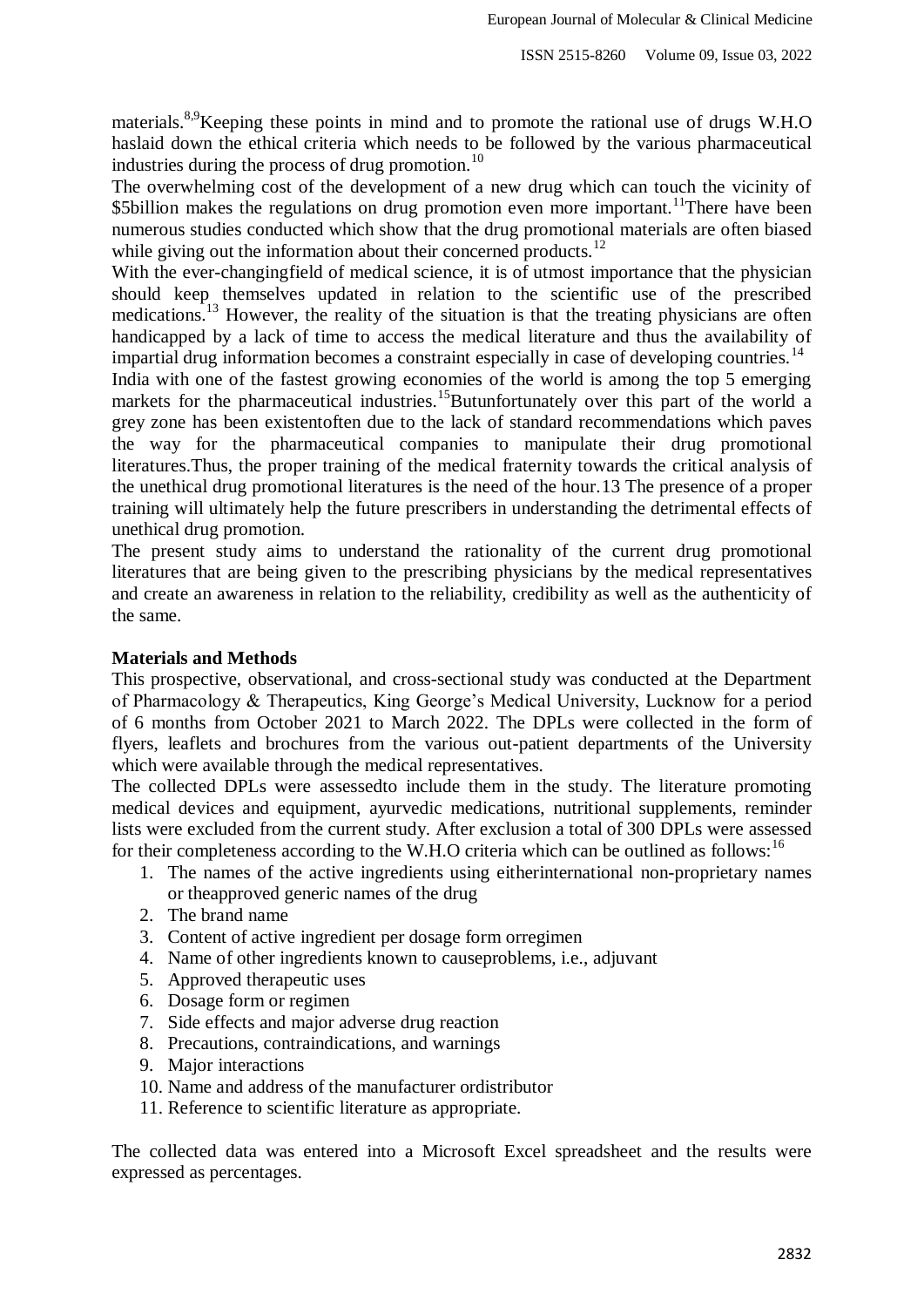materials.[8,9]Keeping these points in mind and to promote the rational use of drugs W.H.O haslaid down the ethical criteria which needs to be followed by the various pharmaceutical industries during the process of drug promotion.[10]

The overwhelming cost of the development of a new drug which can touch the vicinity of $5billion makes the regulations on drug promotion even more important.[11]There have been numerous studies conducted which show that the drug promotional materials are often biased while giving out the information about their concerned products.[12]

With the ever-changingfield of medical science, it is of utmost importance that the physician should keep themselves updated in relation to the scientific use of the prescribed medications.[13] However, the reality of the situation is that the treating physicians are often handicapped by a lack of time to access the medical literature and thus the availability of impartial drug information becomes a constraint especially in case of developing countries.[14]

India with one of the fastest growing economies of the world is among the top 5 emerging markets for the pharmaceutical industries.[15]Butunfortunately over this part of the world a grey zone has been existentoften due to the lack of standard recommendations which paves the way for the pharmaceutical companies to manipulate their drug promotional literatures.Thus, the proper training of the medical fraternity towards the critical analysis of the unethical drug promotional literatures is the need of the hour.13 The presence of a proper training will ultimately help the future prescribers in understanding the detrimental effects of unethical drug promotion.

The present study aims to understand the rationality of the current drug promotional literatures that are being given to the prescribing physicians by the medical representatives and create an awareness in relation to the reliability, credibility as well as the authenticity of the same.

**Materials and Methods**

This prospective, observational, and cross-sectional study was conducted at the Department of Pharmacology & Therapeutics, King George's Medical University, Lucknow for a period of 6 months from October 2021 to March 2022. The DPLs were collected in the form of flyers, leaflets and brochures from the various out-patient departments of the University which were available through the medical representatives.

The collected DPLs were assessedto include them in the study. The literature promoting medical devices and equipment, ayurvedic medications, nutritional supplements, reminder lists were excluded from the current study. After exclusion a total of 300 DPLs were assessed for their completeness according to the W.H.O criteria which can be outlined as follows:[16]

1. The names of the active ingredients using eitherinternational non-proprietary names or theapproved generic names of the drug
2. The brand name
3. Content of active ingredient per dosage form orregimen
4. Name of other ingredients known to causeproblems, i.e., adjuvant
5. Approved therapeutic uses
6. Dosage form or regimen
7. Side effects and major adverse drug reaction
8. Precautions, contraindications, and warnings
9. Major interactions
10. Name and address of the manufacturer ordistributor
11. Reference to scientific literature as appropriate.

The collected data was entered into a Microsoft Excel spreadsheet and the results were expressed as percentages.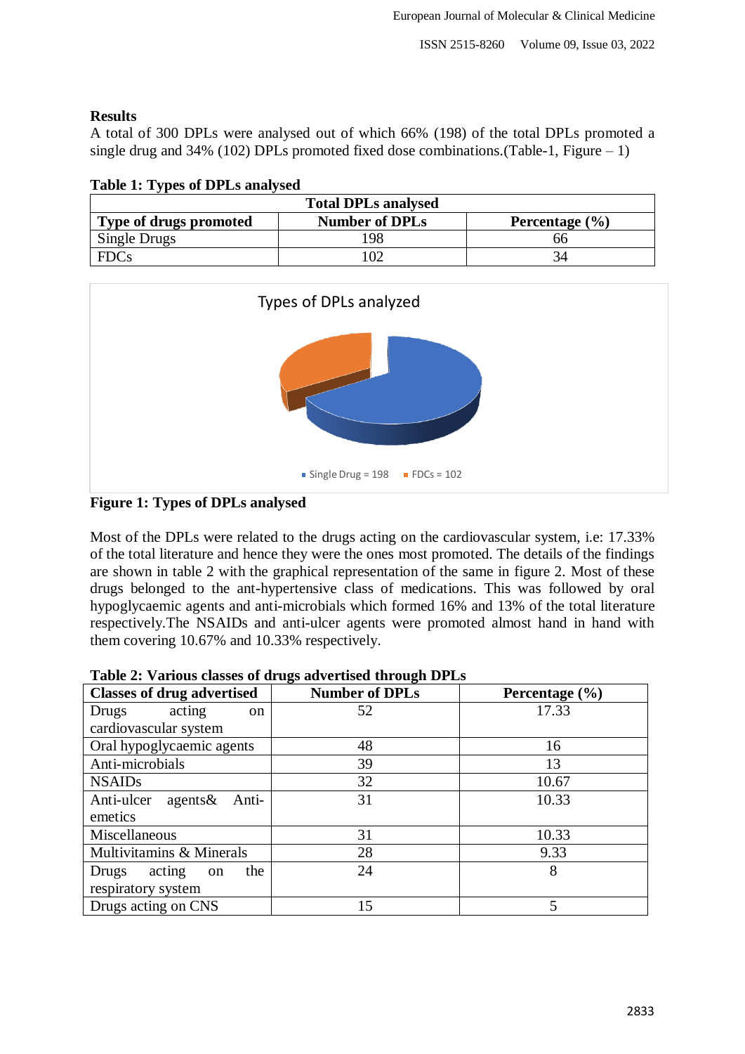## Results

A total of 300 DPLs were analysed out of which 66% (198) of the total DPLs promoted a single drug and 34% (102) DPLs promoted fixed dose combinations.(Table-1, Figure – 1)

**Table 1: Types of DPLs analysed**

| Total DPLs analysed | | |
|---|---|---|
| **Type of drugs promoted** | **Number of DPLs** | **Percentage (%)** |
| Single Drugs | 198 | 66 |
| FDCs | 102 | 34 |

**Figure 1: Types of DPLs analysed**

Most of the DPLs were related to the drugs acting on the cardiovascular system, i.e: 17.33% of the total literature and hence they were the ones most promoted. The details of the findings are shown in table 2 with the graphical representation of the same in figure 2. Most of these drugs belonged to the ant-hypertensive class of medications. This was followed by oral hypoglycaemic agents and anti-microbials which formed 16% and 13% of the total literature respectively.The NSAIDs and anti-ulcer agents were promoted almost hand in hand with them covering 10.67% and 10.33% respectively.

**Table 2: Various classes of drugs advertised through DPLs**

| Classes of drug advertised | Number of DPLs | Percentage (%) |
|---|---|---|
| Drugs acting on cardiovascular system | 52 | 17.33 |
| Oral hypoglycaemic agents | 48 | 16 |
| Anti-microbials | 39 | 13 |
| NSAIDs | 32 | 10.67 |
| Anti-ulcer agents& Anti-emetics | 31 | 10.33 |
| Miscellaneous | 31 | 10.33 |
| Multivitamins & Minerals | 28 | 9.33 |
| Drugs acting on the respiratory system | 24 | 8 |
| Drugs acting on CNS | 15 | 5 |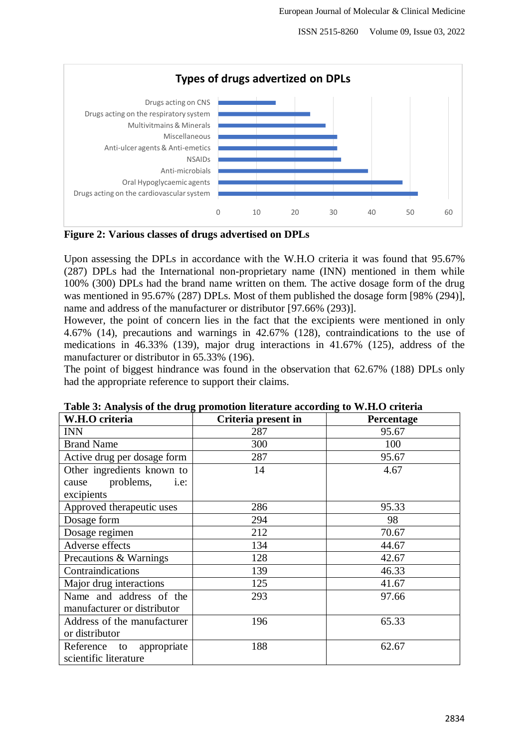**Figure 2: Various classes of drugs advertised on DPLs**

Upon assessing the DPLs in accordance with the W.H.O criteria it was found that 95.67% (287) DPLs had the International non-proprietary name (INN) mentioned in them while 100% (300) DPLs had the brand name written on them. The active dosage form of the drug was mentioned in 95.67% (287) DPLs. Most of them published the dosage form [98% (294)], name and address of the manufacturer or distributor [97.66% (293)].

However, the point of concern lies in the fact that the excipients were mentioned in only 4.67% (14), precautions and warnings in 42.67% (128), contraindications to the use of medications in 46.33% (139), major drug interactions in 41.67% (125), address of the manufacturer or distributor in 65.33% (196).

The point of biggest hindrance was found in the observation that 62.67% (188) DPLs only had the appropriate reference to support their claims.

**Table 3: Analysis of the drug promotion literature according to W.H.O criteria**

| W.H.O criteria | Criteria present in | Percentage |
|---|---|---|
| INN | 287 | 95.67 |
| Brand Name | 300 | 100 |
| Active drug per dosage form | 287 | 95.67 |
| Other ingredients known to cause problems, i.e: excipients | 14 | 4.67 |
| Approved therapeutic uses | 286 | 95.33 |
| Dosage form | 294 | 98 |
| Dosage regimen | 212 | 70.67 |
| Adverse effects | 134 | 44.67 |
| Precautions & Warnings | 128 | 42.67 |
| Contraindications | 139 | 46.33 |
| Major drug interactions | 125 | 41.67 |
| Name and address of the manufacturer or distributor | 293 | 97.66 |
| Address of the manufacturer or distributor | 196 | 65.33 |
| Reference to appropriate scientific literature | 188 | 62.67 |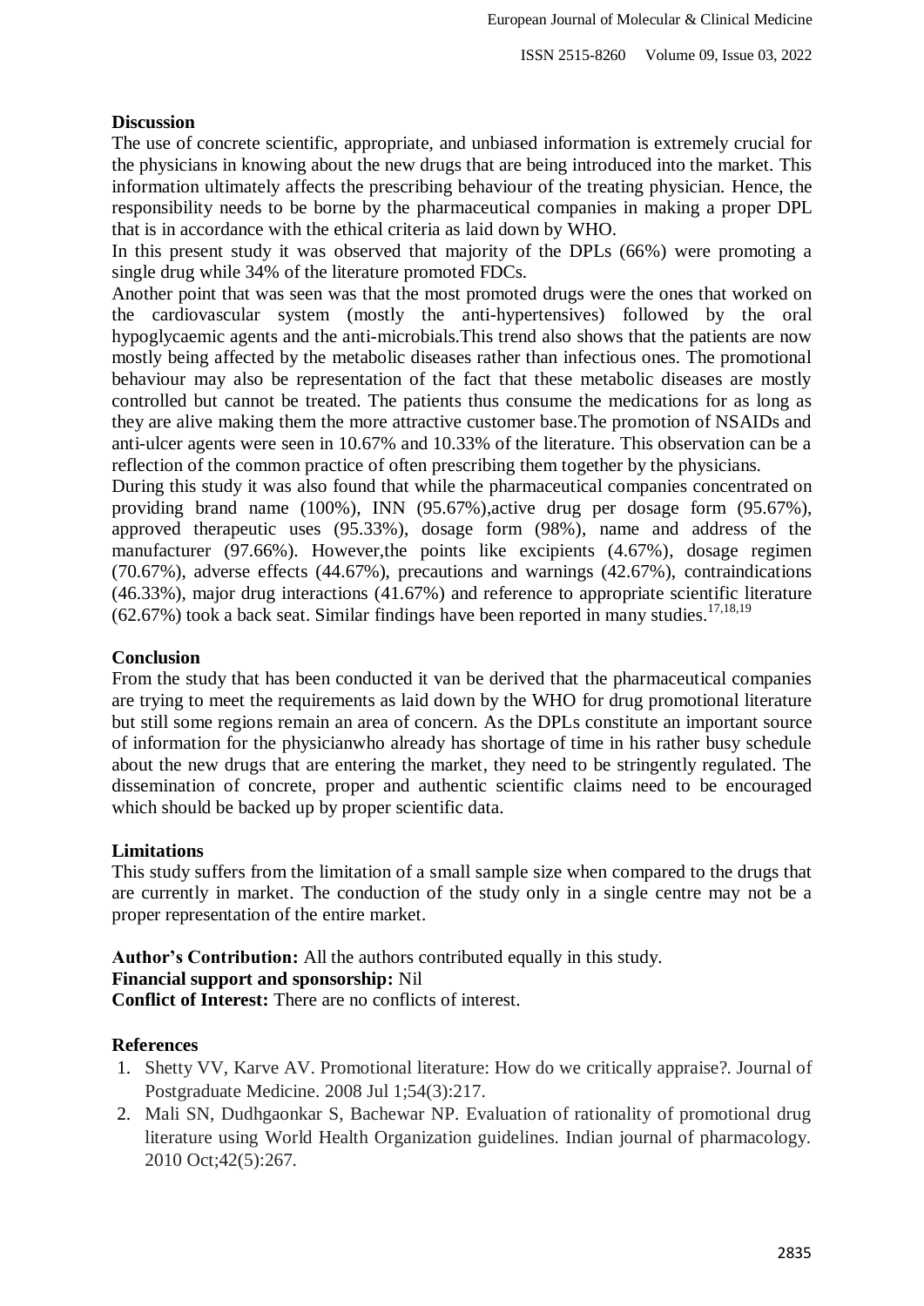## Discussion

The use of concrete scientific, appropriate, and unbiased information is extremely crucial for the physicians in knowing about the new drugs that are being introduced into the market. This information ultimately affects the prescribing behaviour of the treating physician. Hence, the responsibility needs to be borne by the pharmaceutical companies in making a proper DPL that is in accordance with the ethical criteria as laid down by WHO.

In this present study it was observed that majority of the DPLs (66%) were promoting a single drug while 34% of the literature promoted FDCs.

Another point that was seen was that the most promoted drugs were the ones that worked on the cardiovascular system (mostly the anti-hypertensives) followed by the oral hypoglycaemic agents and the anti-microbials.This trend also shows that the patients are now mostly being affected by the metabolic diseases rather than infectious ones. The promotional behaviour may also be representation of the fact that these metabolic diseases are mostly controlled but cannot be treated. The patients thus consume the medications for as long as they are alive making them the more attractive customer base.The promotion of NSAIDs and anti-ulcer agents were seen in 10.67% and 10.33% of the literature. This observation can be a reflection of the common practice of often prescribing them together by the physicians.

During this study it was also found that while the pharmaceutical companies concentrated on providing brand name (100%), INN (95.67%),active drug per dosage form (95.67%), approved therapeutic uses (95.33%), dosage form (98%), name and address of the manufacturer (97.66%). However,the points like excipients (4.67%), dosage regimen (70.67%), adverse effects (44.67%), precautions and warnings (42.67%), contraindications (46.33%), major drug interactions (41.67%) and reference to appropriate scientific literature (62.67%) took a back seat. Similar findings have been reported in many studies.[17,18,19]

## Conclusion

From the study that has been conducted it van be derived that the pharmaceutical companies are trying to meet the requirements as laid down by the WHO for drug promotional literature but still some regions remain an area of concern. As the DPLs constitute an important source of information for the physicianwho already has shortage of time in his rather busy schedule about the new drugs that are entering the market, they need to be stringently regulated. The dissemination of concrete, proper and authentic scientific claims need to be encouraged which should be backed up by proper scientific data.

## Limitations

This study suffers from the limitation of a small sample size when compared to the drugs that are currently in market. The conduction of the study only in a single centre may not be a proper representation of the entire market.

**Author's Contribution:** All the authors contributed equally in this study.
**Financial support and sponsorship:** Nil
**Conflict of Interest:** There are no conflicts of interest.

## References

1. Shetty VV, Karve AV. Promotional literature: How do we critically appraise?. Journal of Postgraduate Medicine. 2008 Jul 1;54(3):217.
2. Mali SN, Dudhgaonkar S, Bachewar NP. Evaluation of rationality of promotional drug literature using World Health Organization guidelines. Indian journal of pharmacology. 2010 Oct;42(5):267.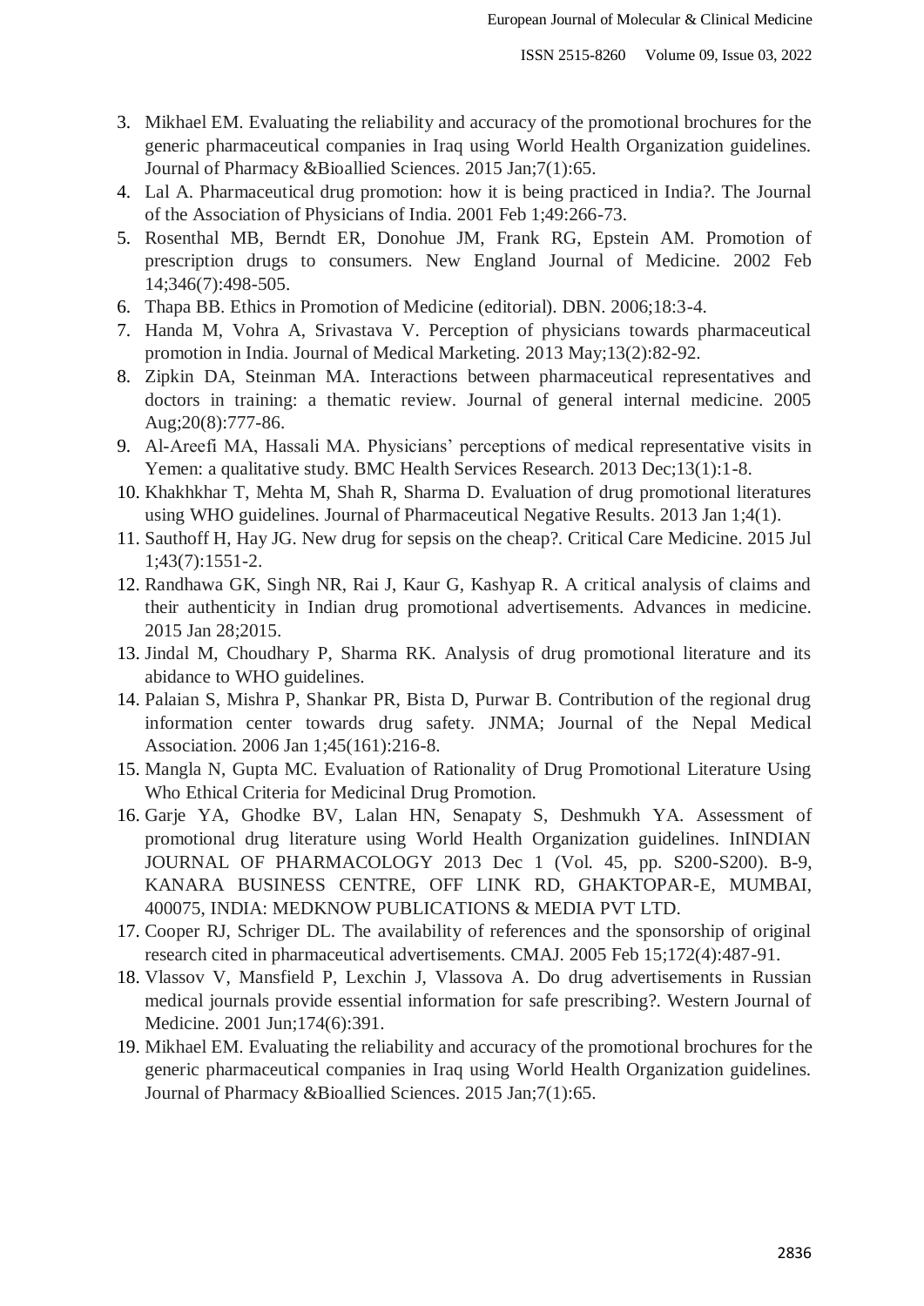3. Mikhael EM. Evaluating the reliability and accuracy of the promotional brochures for the generic pharmaceutical companies in Iraq using World Health Organization guidelines. Journal of Pharmacy &Bioallied Sciences. 2015 Jan;7(1):65.
4. Lal A. Pharmaceutical drug promotion: how it is being practiced in India?. The Journal of the Association of Physicians of India. 2001 Feb 1;49:266-73.
5. Rosenthal MB, Berndt ER, Donohue JM, Frank RG, Epstein AM. Promotion of prescription drugs to consumers. New England Journal of Medicine. 2002 Feb 14;346(7):498-505.
6. Thapa BB. Ethics in Promotion of Medicine (editorial). DBN. 2006;18:3-4.
7. Handa M, Vohra A, Srivastava V. Perception of physicians towards pharmaceutical promotion in India. Journal of Medical Marketing. 2013 May;13(2):82-92.
8. Zipkin DA, Steinman MA. Interactions between pharmaceutical representatives and doctors in training: a thematic review. Journal of general internal medicine. 2005 Aug;20(8):777-86.
9. Al-Areefi MA, Hassali MA. Physicians' perceptions of medical representative visits in Yemen: a qualitative study. BMC Health Services Research. 2013 Dec;13(1):1-8.
10. Khakhkhar T, Mehta M, Shah R, Sharma D. Evaluation of drug promotional literatures using WHO guidelines. Journal of Pharmaceutical Negative Results. 2013 Jan 1;4(1).
11. Sauthoff H, Hay JG. New drug for sepsis on the cheap?. Critical Care Medicine. 2015 Jul 1;43(7):1551-2.
12. Randhawa GK, Singh NR, Rai J, Kaur G, Kashyap R. A critical analysis of claims and their authenticity in Indian drug promotional advertisements. Advances in medicine. 2015 Jan 28;2015.
13. Jindal M, Choudhary P, Sharma RK. Analysis of drug promotional literature and its abidance to WHO guidelines.
14. Palaian S, Mishra P, Shankar PR, Bista D, Purwar B. Contribution of the regional drug information center towards drug safety. JNMA; Journal of the Nepal Medical Association. 2006 Jan 1;45(161):216-8.
15. Mangla N, Gupta MC. Evaluation of Rationality of Drug Promotional Literature Using Who Ethical Criteria for Medicinal Drug Promotion.
16. Garje YA, Ghodke BV, Lalan HN, Senapaty S, Deshmukh YA. Assessment of promotional drug literature using World Health Organization guidelines. InINDIAN JOURNAL OF PHARMACOLOGY 2013 Dec 1 (Vol. 45, pp. S200-S200). B-9, KANARA BUSINESS CENTRE, OFF LINK RD, GHAKTOPAR-E, MUMBAI, 400075, INDIA: MEDKNOW PUBLICATIONS & MEDIA PVT LTD.
17. Cooper RJ, Schriger DL. The availability of references and the sponsorship of original research cited in pharmaceutical advertisements. CMAJ. 2005 Feb 15;172(4):487-91.
18. Vlassov V, Mansfield P, Lexchin J, Vlassova A. Do drug advertisements in Russian medical journals provide essential information for safe prescribing?. Western Journal of Medicine. 2001 Jun;174(6):391.
19. Mikhael EM. Evaluating the reliability and accuracy of the promotional brochures for the generic pharmaceutical companies in Iraq using World Health Organization guidelines. Journal of Pharmacy &Bioallied Sciences. 2015 Jan;7(1):65.